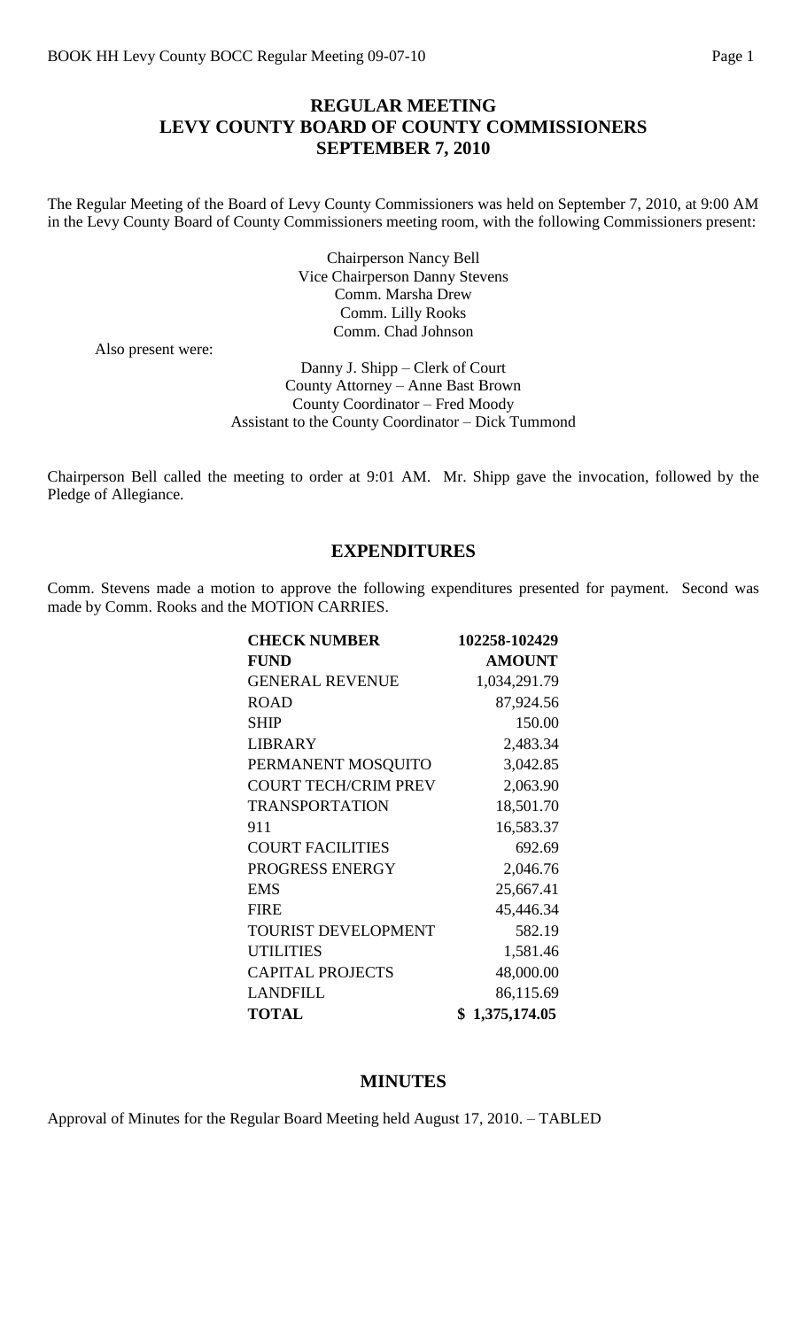# REGULAR MEETING
# LEVY COUNTY BOARD OF COUNTY COMMISSIONERS
# SEPTEMBER 7, 2010

The Regular Meeting of the Board of Levy County Commissioners was held on September 7, 2010, at 9:00 AM in the Levy County Board of County Commissioners meeting room, with the following Commissioners present:

Chairperson Nancy Bell
Vice Chairperson Danny Stevens
Comm. Marsha Drew
Comm. Lilly Rooks
Comm. Chad Johnson

Also present were:

Danny J. Shipp – Clerk of Court
County Attorney – Anne Bast Brown
County Coordinator – Fred Moody
Assistant to the County Coordinator – Dick Tummond

Chairperson Bell called the meeting to order at 9:01 AM. Mr. Shipp gave the invocation, followed by the Pledge of Allegiance.

## EXPENDITURES

Comm. Stevens made a motion to approve the following expenditures presented for payment. Second was made by Comm. Rooks and the MOTION CARRIES.

| **CHECK NUMBER** | **102258-102429** |
|---|---|
| **FUND** | **AMOUNT** |
| GENERAL REVENUE | 1,034,291.79 |
| ROAD | 87,924.56 |
| SHIP | 150.00 |
| LIBRARY | 2,483.34 |
| PERMANENT MOSQUITO | 3,042.85 |
| COURT TECH/CRIM PREV | 2,063.90 |
| TRANSPORTATION | 18,501.70 |
| 911 | 16,583.37 |
| COURT FACILITIES | 692.69 |
| PROGRESS ENERGY | 2,046.76 |
| EMS | 25,667.41 |
| FIRE | 45,446.34 |
| TOURIST DEVELOPMENT | 582.19 |
| UTILITIES | 1,581.46 |
| CAPITAL PROJECTS | 48,000.00 |
| LANDFILL | 86,115.69 |
| **TOTAL** | **$ 1,375,174.05** |

## MINUTES

Approval of Minutes for the Regular Board Meeting held August 17, 2010. – TABLED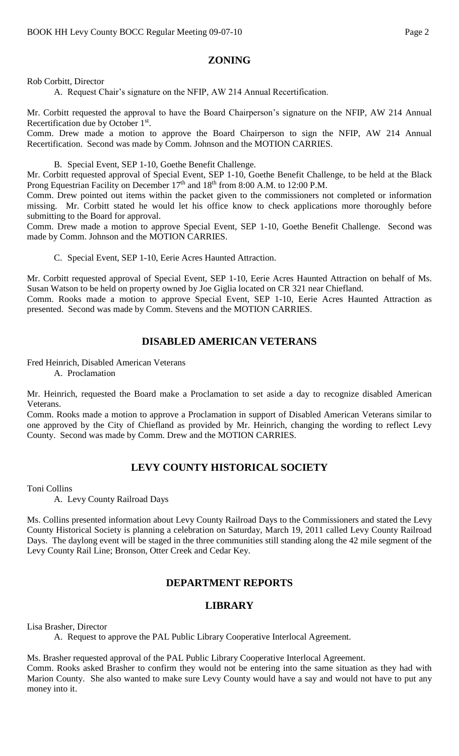## ZONING

Rob Corbitt, Director

A. Request Chair's signature on the NFIP, AW 214 Annual Recertification.

Mr. Corbitt requested the approval to have the Board Chairperson's signature on the NFIP, AW 214 Annual Recertification due by October 1st.

Comm. Drew made a motion to approve the Board Chairperson to sign the NFIP, AW 214 Annual Recertification. Second was made by Comm. Johnson and the MOTION CARRIES.

B. Special Event, SEP 1-10, Goethe Benefit Challenge.

Mr. Corbitt requested approval of Special Event, SEP 1-10, Goethe Benefit Challenge, to be held at the Black Prong Equestrian Facility on December 17th and 18th from 8:00 A.M. to 12:00 P.M.

Comm. Drew pointed out items within the packet given to the commissioners not completed or information missing. Mr. Corbitt stated he would let his office know to check applications more thoroughly before submitting to the Board for approval.

Comm. Drew made a motion to approve Special Event, SEP 1-10, Goethe Benefit Challenge. Second was made by Comm. Johnson and the MOTION CARRIES.

C. Special Event, SEP 1-10, Eerie Acres Haunted Attraction.

Mr. Corbitt requested approval of Special Event, SEP 1-10, Eerie Acres Haunted Attraction on behalf of Ms. Susan Watson to be held on property owned by Joe Giglia located on CR 321 near Chiefland.

Comm. Rooks made a motion to approve Special Event, SEP 1-10, Eerie Acres Haunted Attraction as presented. Second was made by Comm. Stevens and the MOTION CARRIES.

## DISABLED AMERICAN VETERANS

Fred Heinrich, Disabled American Veterans

A. Proclamation

Mr. Heinrich, requested the Board make a Proclamation to set aside a day to recognize disabled American Veterans.

Comm. Rooks made a motion to approve a Proclamation in support of Disabled American Veterans similar to one approved by the City of Chiefland as provided by Mr. Heinrich, changing the wording to reflect Levy County. Second was made by Comm. Drew and the MOTION CARRIES.

## LEVY COUNTY HISTORICAL SOCIETY

Toni Collins

A. Levy County Railroad Days

Ms. Collins presented information about Levy County Railroad Days to the Commissioners and stated the Levy County Historical Society is planning a celebration on Saturday, March 19, 2011 called Levy County Railroad Days. The daylong event will be staged in the three communities still standing along the 42 mile segment of the Levy County Rail Line; Bronson, Otter Creek and Cedar Key.

## DEPARTMENT REPORTS

## LIBRARY

Lisa Brasher, Director

A. Request to approve the PAL Public Library Cooperative Interlocal Agreement.

Ms. Brasher requested approval of the PAL Public Library Cooperative Interlocal Agreement.

Comm. Rooks asked Brasher to confirm they would not be entering into the same situation as they had with Marion County. She also wanted to make sure Levy County would have a say and would not have to put any money into it.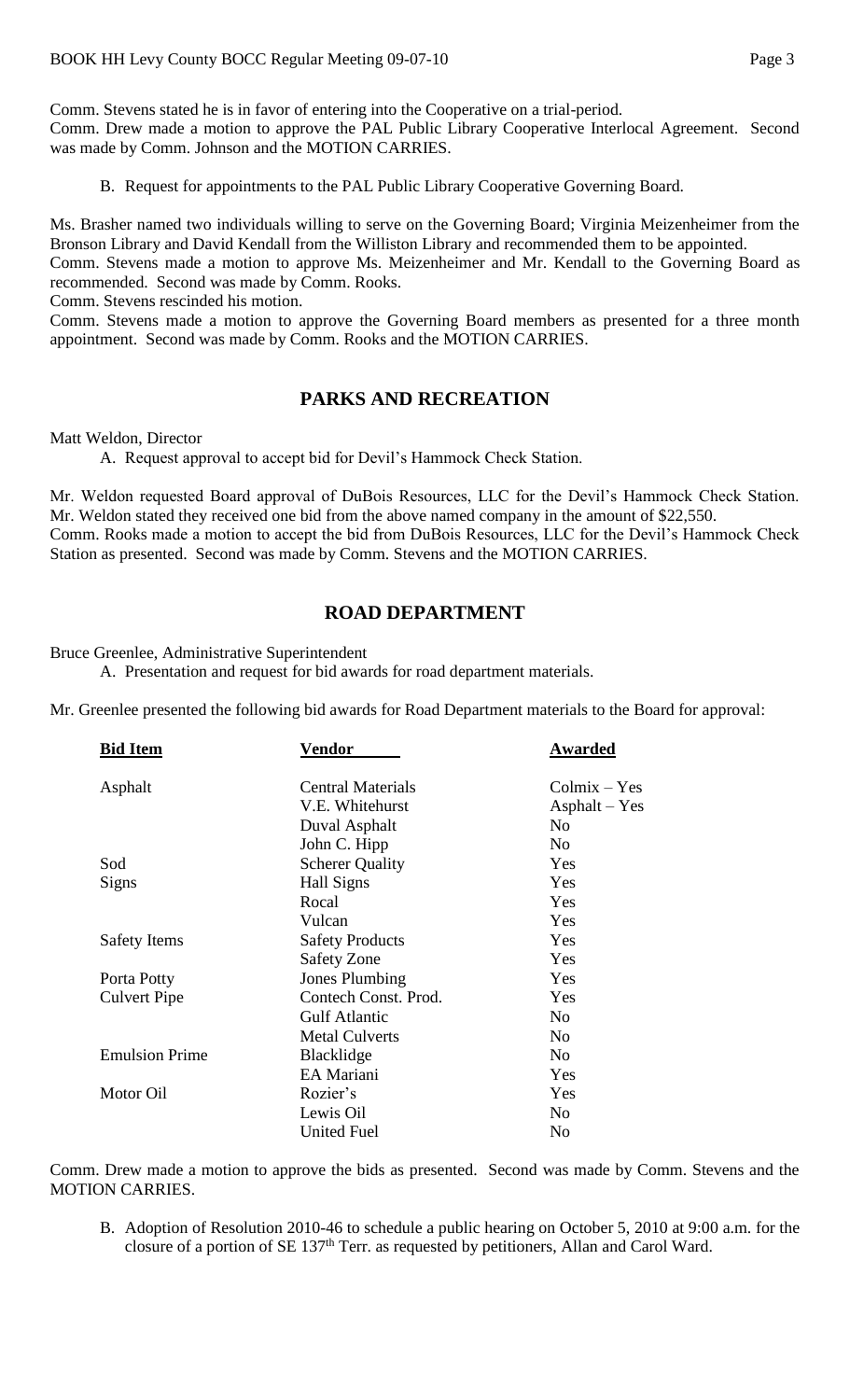Comm. Stevens stated he is in favor of entering into the Cooperative on a trial-period.
Comm. Drew made a motion to approve the PAL Public Library Cooperative Interlocal Agreement. Second was made by Comm. Johnson and the MOTION CARRIES.

B. Request for appointments to the PAL Public Library Cooperative Governing Board.

Ms. Brasher named two individuals willing to serve on the Governing Board; Virginia Meizenheimer from the Bronson Library and David Kendall from the Williston Library and recommended them to be appointed.
Comm. Stevens made a motion to approve Ms. Meizenheimer and Mr. Kendall to the Governing Board as recommended. Second was made by Comm. Rooks.
Comm. Stevens rescinded his motion.
Comm. Stevens made a motion to approve the Governing Board members as presented for a three month appointment. Second was made by Comm. Rooks and the MOTION CARRIES.

## PARKS AND RECREATION

Matt Weldon, Director

A. Request approval to accept bid for Devil's Hammock Check Station.

Mr. Weldon requested Board approval of DuBois Resources, LLC for the Devil's Hammock Check Station. Mr. Weldon stated they received one bid from the above named company in the amount of $22,550.
Comm. Rooks made a motion to accept the bid from DuBois Resources, LLC for the Devil's Hammock Check Station as presented. Second was made by Comm. Stevens and the MOTION CARRIES.

## ROAD DEPARTMENT

Bruce Greenlee, Administrative Superintendent

A. Presentation and request for bid awards for road department materials.

Mr. Greenlee presented the following bid awards for Road Department materials to the Board for approval:

| Bid Item | Vendor | Awarded |
|---|---|---|
| Asphalt | Central Materials | Colmix – Yes |
| | V.E. Whitehurst | Asphalt – Yes |
| | Duval Asphalt | No |
| | John C. Hipp | No |
| Sod | Scherer Quality | Yes |
| Signs | Hall Signs | Yes |
| | Rocal | Yes |
| | Vulcan | Yes |
| Safety Items | Safety Products | Yes |
| | Safety Zone | Yes |
| Porta Potty | Jones Plumbing | Yes |
| Culvert Pipe | Contech Const. Prod. | Yes |
| | Gulf Atlantic | No |
| | Metal Culverts | No |
| Emulsion Prime | Blacklidge | No |
| | EA Mariani | Yes |
| Motor Oil | Rozier's | Yes |
| | Lewis Oil | No |
| | United Fuel | No |

Comm. Drew made a motion to approve the bids as presented. Second was made by Comm. Stevens and the MOTION CARRIES.

B. Adoption of Resolution 2010-46 to schedule a public hearing on October 5, 2010 at 9:00 a.m. for the closure of a portion of SE 137th Terr. as requested by petitioners, Allan and Carol Ward.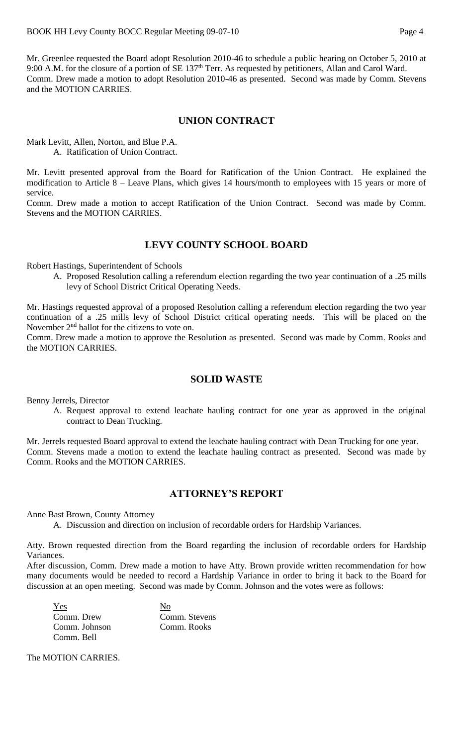Mr. Greenlee requested the Board adopt Resolution 2010-46 to schedule a public hearing on October 5, 2010 at 9:00 A.M. for the closure of a portion of SE 137th Terr. As requested by petitioners, Allan and Carol Ward. Comm. Drew made a motion to adopt Resolution 2010-46 as presented. Second was made by Comm. Stevens and the MOTION CARRIES.

## UNION CONTRACT

Mark Levitt, Allen, Norton, and Blue P.A.

A. Ratification of Union Contract.

Mr. Levitt presented approval from the Board for Ratification of the Union Contract. He explained the modification to Article 8 – Leave Plans, which gives 14 hours/month to employees with 15 years or more of service.

Comm. Drew made a motion to accept Ratification of the Union Contract. Second was made by Comm. Stevens and the MOTION CARRIES.

## LEVY COUNTY SCHOOL BOARD

Robert Hastings, Superintendent of Schools

A. Proposed Resolution calling a referendum election regarding the two year continuation of a .25 mills levy of School District Critical Operating Needs.

Mr. Hastings requested approval of a proposed Resolution calling a referendum election regarding the two year continuation of a .25 mills levy of School District critical operating needs. This will be placed on the November 2nd ballot for the citizens to vote on.

Comm. Drew made a motion to approve the Resolution as presented. Second was made by Comm. Rooks and the MOTION CARRIES.

## SOLID WASTE

Benny Jerrels, Director

A. Request approval to extend leachate hauling contract for one year as approved in the original contract to Dean Trucking.

Mr. Jerrels requested Board approval to extend the leachate hauling contract with Dean Trucking for one year. Comm. Stevens made a motion to extend the leachate hauling contract as presented. Second was made by Comm. Rooks and the MOTION CARRIES.

## ATTORNEY'S REPORT

Anne Bast Brown, County Attorney

A. Discussion and direction on inclusion of recordable orders for Hardship Variances.

Atty. Brown requested direction from the Board regarding the inclusion of recordable orders for Hardship Variances.

After discussion, Comm. Drew made a motion to have Atty. Brown provide written recommendation for how many documents would be needed to record a Hardship Variance in order to bring it back to the Board for discussion at an open meeting. Second was made by Comm. Johnson and the votes were as follows:

| Yes | No |
|---|---|
| Comm. Drew | Comm. Stevens |
| Comm. Johnson | Comm. Rooks |
| Comm. Bell | |

The MOTION CARRIES.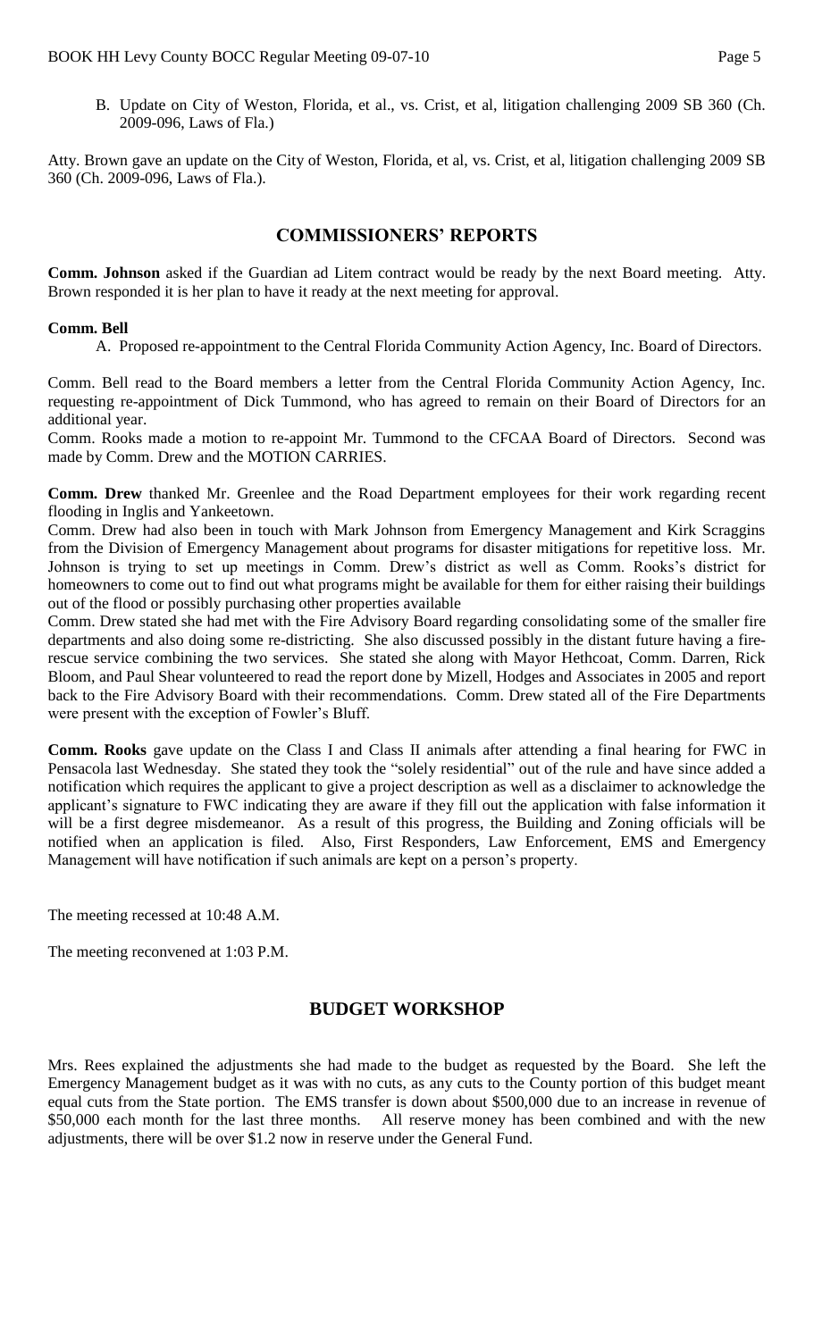B. Update on City of Weston, Florida, et al., vs. Crist, et al, litigation challenging 2009 SB 360 (Ch. 2009-096, Laws of Fla.)

Atty. Brown gave an update on the City of Weston, Florida, et al, vs. Crist, et al, litigation challenging 2009 SB 360 (Ch. 2009-096, Laws of Fla.).

## COMMISSIONERS' REPORTS

**Comm. Johnson** asked if the Guardian ad Litem contract would be ready by the next Board meeting. Atty. Brown responded it is her plan to have it ready at the next meeting for approval.

**Comm. Bell**

A. Proposed re-appointment to the Central Florida Community Action Agency, Inc. Board of Directors.

Comm. Bell read to the Board members a letter from the Central Florida Community Action Agency, Inc. requesting re-appointment of Dick Tummond, who has agreed to remain on their Board of Directors for an additional year.

Comm. Rooks made a motion to re-appoint Mr. Tummond to the CFCAA Board of Directors. Second was made by Comm. Drew and the MOTION CARRIES.

**Comm. Drew** thanked Mr. Greenlee and the Road Department employees for their work regarding recent flooding in Inglis and Yankeetown.

Comm. Drew had also been in touch with Mark Johnson from Emergency Management and Kirk Scraggins from the Division of Emergency Management about programs for disaster mitigations for repetitive loss. Mr. Johnson is trying to set up meetings in Comm. Drew's district as well as Comm. Rooks's district for homeowners to come out to find out what programs might be available for them for either raising their buildings out of the flood or possibly purchasing other properties available

Comm. Drew stated she had met with the Fire Advisory Board regarding consolidating some of the smaller fire departments and also doing some re-districting. She also discussed possibly in the distant future having a fire-rescue service combining the two services. She stated she along with Mayor Hethcoat, Comm. Darren, Rick Bloom, and Paul Shear volunteered to read the report done by Mizell, Hodges and Associates in 2005 and report back to the Fire Advisory Board with their recommendations. Comm. Drew stated all of the Fire Departments were present with the exception of Fowler's Bluff.

**Comm. Rooks** gave update on the Class I and Class II animals after attending a final hearing for FWC in Pensacola last Wednesday. She stated they took the "solely residential" out of the rule and have since added a notification which requires the applicant to give a project description as well as a disclaimer to acknowledge the applicant's signature to FWC indicating they are aware if they fill out the application with false information it will be a first degree misdemeanor. As a result of this progress, the Building and Zoning officials will be notified when an application is filed. Also, First Responders, Law Enforcement, EMS and Emergency Management will have notification if such animals are kept on a person's property.

The meeting recessed at 10:48 A.M.

The meeting reconvened at 1:03 P.M.

## BUDGET WORKSHOP

Mrs. Rees explained the adjustments she had made to the budget as requested by the Board. She left the Emergency Management budget as it was with no cuts, as any cuts to the County portion of this budget meant equal cuts from the State portion. The EMS transfer is down about $500,000 due to an increase in revenue of $50,000 each month for the last three months. All reserve money has been combined and with the new adjustments, there will be over $1.2 now in reserve under the General Fund.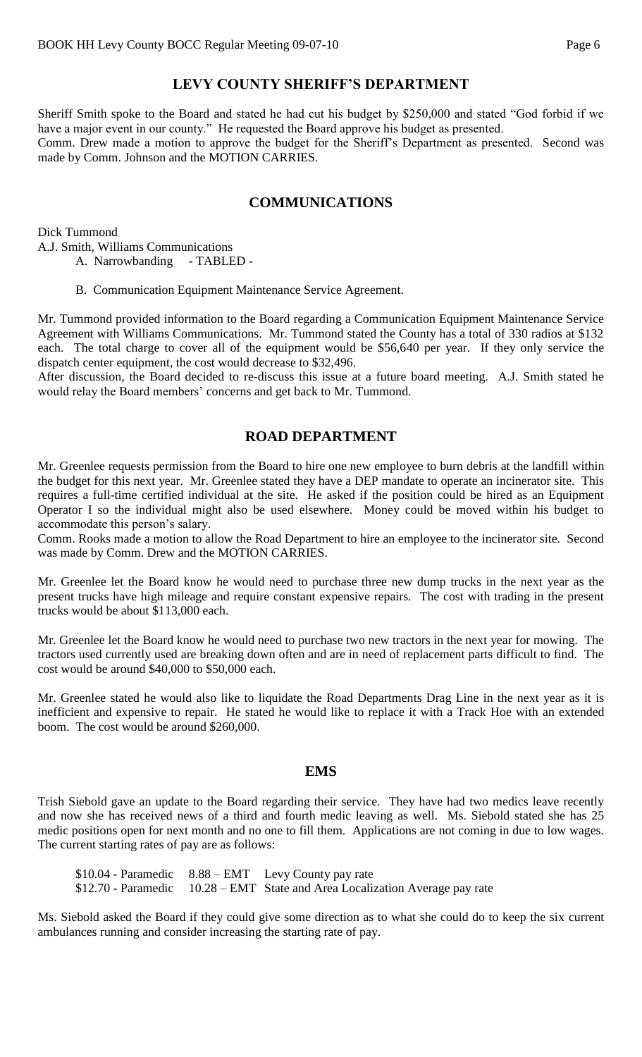## LEVY COUNTY SHERIFF'S DEPARTMENT

Sheriff Smith spoke to the Board and stated he had cut his budget by $250,000 and stated "God forbid if we have a major event in our county." He requested the Board approve his budget as presented.
Comm. Drew made a motion to approve the budget for the Sheriff's Department as presented. Second was made by Comm. Johnson and the MOTION CARRIES.

## COMMUNICATIONS

Dick Tummond
A.J. Smith, Williams Communications

A. Narrowbanding - TABLED -

B. Communication Equipment Maintenance Service Agreement.

Mr. Tummond provided information to the Board regarding a Communication Equipment Maintenance Service Agreement with Williams Communications. Mr. Tummond stated the County has a total of 330 radios at $132 each. The total charge to cover all of the equipment would be $56,640 per year. If they only service the dispatch center equipment, the cost would decrease to $32,496.
After discussion, the Board decided to re-discuss this issue at a future board meeting. A.J. Smith stated he would relay the Board members' concerns and get back to Mr. Tummond.

## ROAD DEPARTMENT

Mr. Greenlee requests permission from the Board to hire one new employee to burn debris at the landfill within the budget for this next year. Mr. Greenlee stated they have a DEP mandate to operate an incinerator site. This requires a full-time certified individual at the site. He asked if the position could be hired as an Equipment Operator I so the individual might also be used elsewhere. Money could be moved within his budget to accommodate this person's salary.
Comm. Rooks made a motion to allow the Road Department to hire an employee to the incinerator site. Second was made by Comm. Drew and the MOTION CARRIES.

Mr. Greenlee let the Board know he would need to purchase three new dump trucks in the next year as the present trucks have high mileage and require constant expensive repairs. The cost with trading in the present trucks would be about $113,000 each.

Mr. Greenlee let the Board know he would need to purchase two new tractors in the next year for mowing. The tractors used currently used are breaking down often and are in need of replacement parts difficult to find. The cost would be around $40,000 to $50,000 each.

Mr. Greenlee stated he would also like to liquidate the Road Departments Drag Line in the next year as it is inefficient and expensive to repair. He stated he would like to replace it with a Track Hoe with an extended boom. The cost would be around $260,000.

## EMS

Trish Siebold gave an update to the Board regarding their service. They have had two medics leave recently and now she has received news of a third and fourth medic leaving as well. Ms. Siebold stated she has 25 medic positions open for next month and no one to fill them. Applications are not coming in due to low wages. The current starting rates of pay are as follows:

$10.04 - Paramedic 8.88 – EMT Levy County pay rate
$12.70 - Paramedic 10.28 – EMT State and Area Localization Average pay rate

Ms. Siebold asked the Board if they could give some direction as to what she could do to keep the six current ambulances running and consider increasing the starting rate of pay.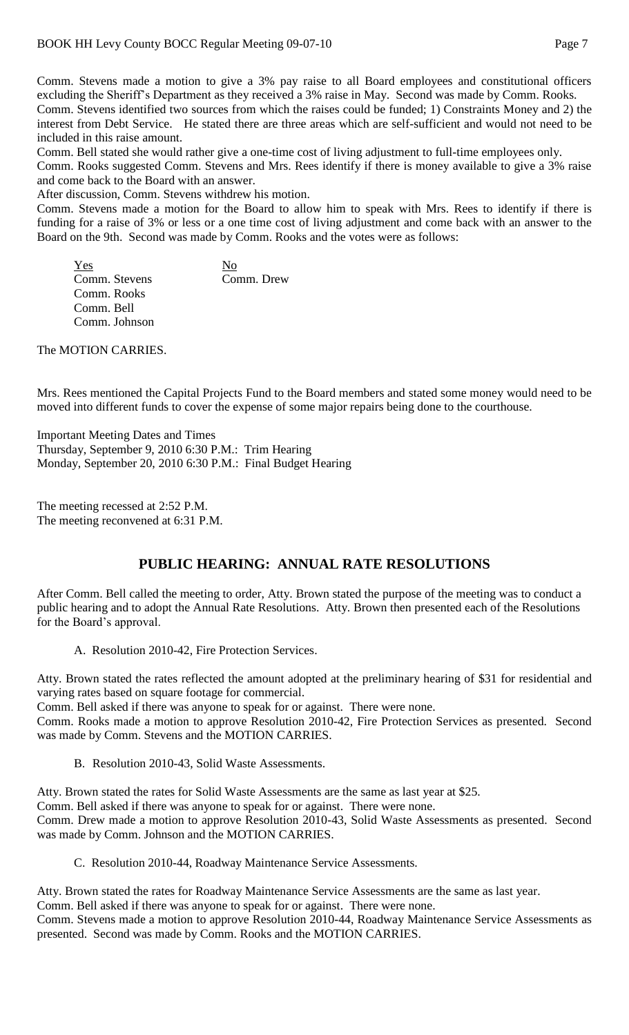Comm. Stevens made a motion to give a 3% pay raise to all Board employees and constitutional officers excluding the Sheriff's Department as they received a 3% raise in May. Second was made by Comm. Rooks.

Comm. Stevens identified two sources from which the raises could be funded; 1) Constraints Money and 2) the interest from Debt Service. He stated there are three areas which are self-sufficient and would not need to be included in this raise amount.

Comm. Bell stated she would rather give a one-time cost of living adjustment to full-time employees only.

Comm. Rooks suggested Comm. Stevens and Mrs. Rees identify if there is money available to give a 3% raise and come back to the Board with an answer.

After discussion, Comm. Stevens withdrew his motion.

Comm. Stevens made a motion for the Board to allow him to speak with Mrs. Rees to identify if there is funding for a raise of 3% or less or a one time cost of living adjustment and come back with an answer to the Board on the 9th. Second was made by Comm. Rooks and the votes were as follows:

| Yes | No |
|---|---|
| Comm. Stevens | Comm. Drew |
| Comm. Rooks | |
| Comm. Bell | |
| Comm. Johnson | |

The MOTION CARRIES.

Mrs. Rees mentioned the Capital Projects Fund to the Board members and stated some money would need to be moved into different funds to cover the expense of some major repairs being done to the courthouse.

Important Meeting Dates and Times
Thursday, September 9, 2010 6:30 P.M.: Trim Hearing
Monday, September 20, 2010 6:30 P.M.: Final Budget Hearing

The meeting recessed at 2:52 P.M.
The meeting reconvened at 6:31 P.M.

## PUBLIC HEARING: ANNUAL RATE RESOLUTIONS

After Comm. Bell called the meeting to order, Atty. Brown stated the purpose of the meeting was to conduct a public hearing and to adopt the Annual Rate Resolutions. Atty. Brown then presented each of the Resolutions for the Board's approval.

A. Resolution 2010-42, Fire Protection Services.

Atty. Brown stated the rates reflected the amount adopted at the preliminary hearing of $31 for residential and varying rates based on square footage for commercial.

Comm. Bell asked if there was anyone to speak for or against. There were none.

Comm. Rooks made a motion to approve Resolution 2010-42, Fire Protection Services as presented. Second was made by Comm. Stevens and the MOTION CARRIES.

B. Resolution 2010-43, Solid Waste Assessments.

Atty. Brown stated the rates for Solid Waste Assessments are the same as last year at $25.

Comm. Bell asked if there was anyone to speak for or against. There were none.

Comm. Drew made a motion to approve Resolution 2010-43, Solid Waste Assessments as presented. Second was made by Comm. Johnson and the MOTION CARRIES.

C. Resolution 2010-44, Roadway Maintenance Service Assessments.

Atty. Brown stated the rates for Roadway Maintenance Service Assessments are the same as last year.

Comm. Bell asked if there was anyone to speak for or against. There were none.

Comm. Stevens made a motion to approve Resolution 2010-44, Roadway Maintenance Service Assessments as presented. Second was made by Comm. Rooks and the MOTION CARRIES.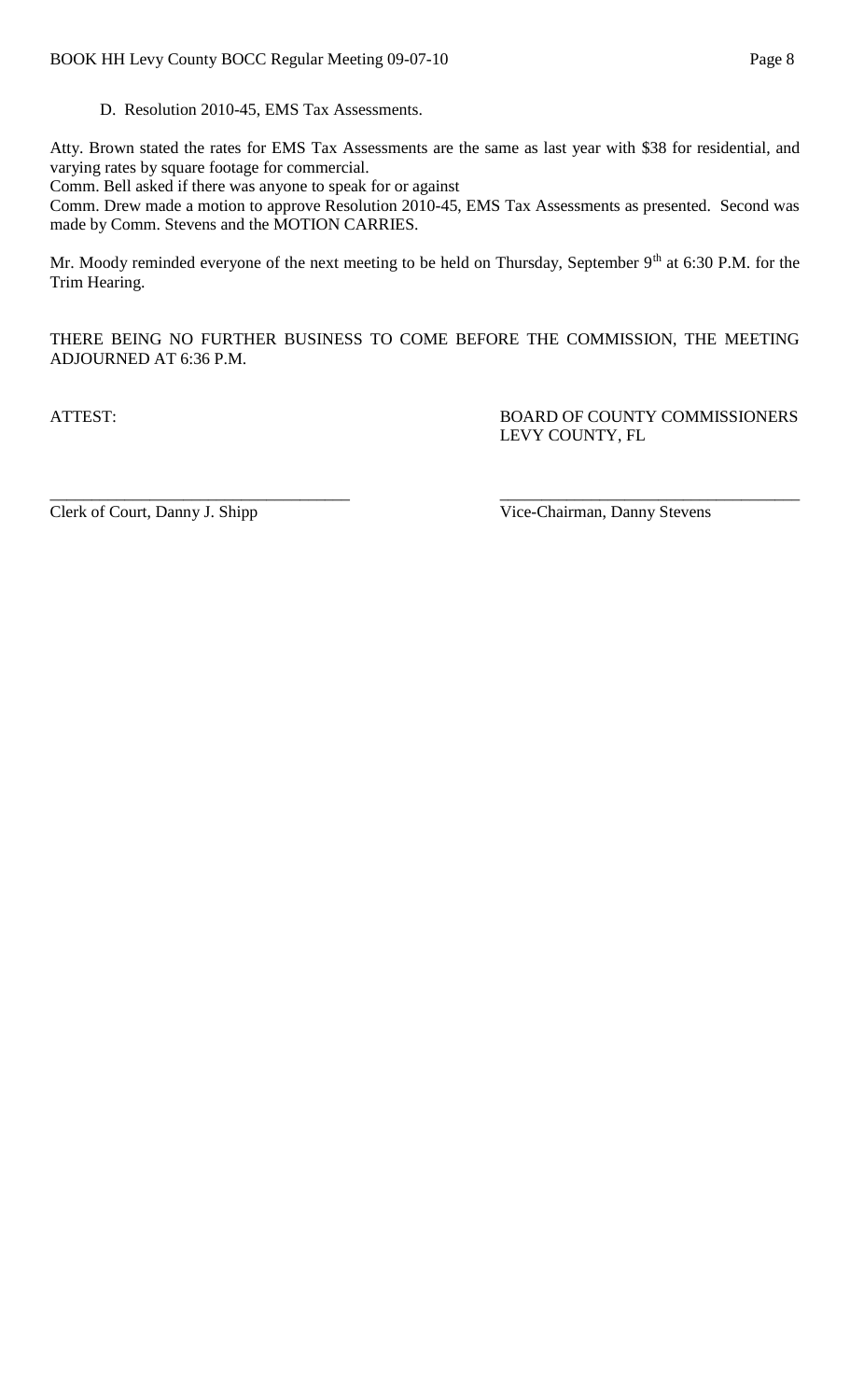D. Resolution 2010-45, EMS Tax Assessments.

Atty. Brown stated the rates for EMS Tax Assessments are the same as last year with $38 for residential, and varying rates by square footage for commercial.

Comm. Bell asked if there was anyone to speak for or against

Comm. Drew made a motion to approve Resolution 2010-45, EMS Tax Assessments as presented. Second was made by Comm. Stevens and the MOTION CARRIES.

Mr. Moody reminded everyone of the next meeting to be held on Thursday, September 9th at 6:30 P.M. for the Trim Hearing.

THERE BEING NO FURTHER BUSINESS TO COME BEFORE THE COMMISSION, THE MEETING ADJOURNED AT 6:36 P.M.

ATTEST:

BOARD OF COUNTY COMMISSIONERS
LEVY COUNTY, FL

\_\_\_\_\_\_\_\_\_\_\_\_\_\_\_\_\_\_\_\_\_\_\_\_\_\_\_\_\_\_\_\_\_\_\_\_
Clerk of Court, Danny J. Shipp

\_\_\_\_\_\_\_\_\_\_\_\_\_\_\_\_\_\_\_\_\_\_\_\_\_\_\_\_\_\_\_\_\_\_\_\_
Vice-Chairman, Danny Stevens